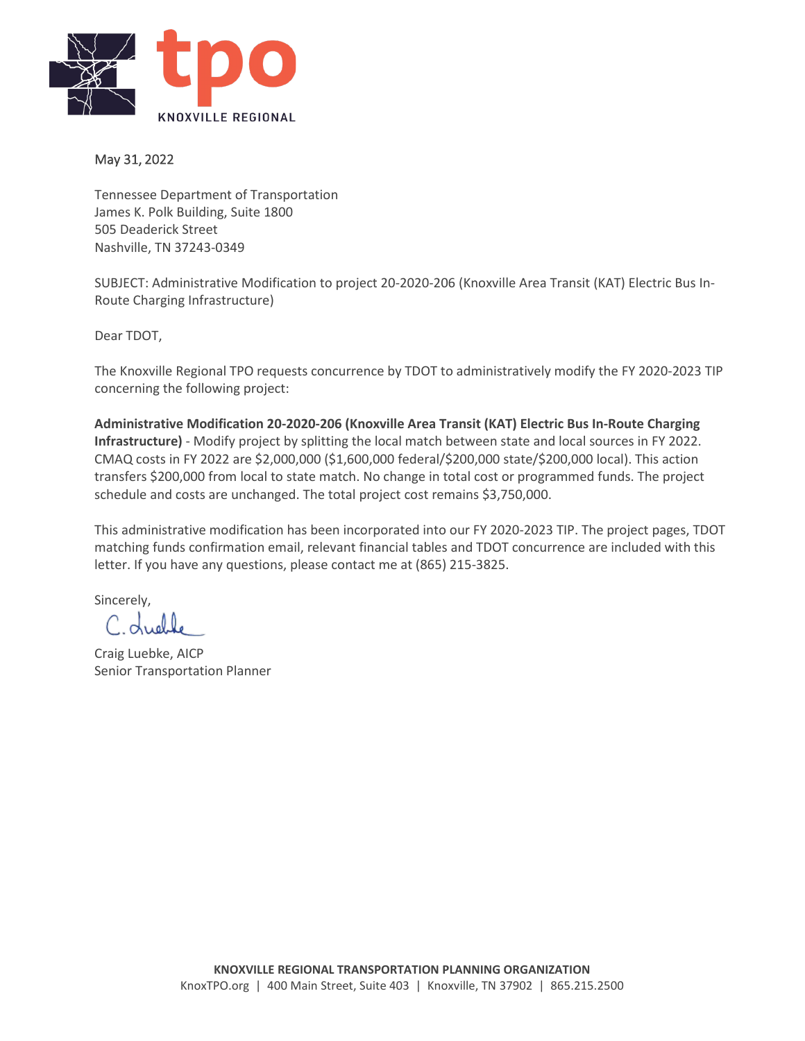tpo

KNOXVILLE REGIONAL

May 31, 2022

Tennessee Department of Transportation
James K. Polk Building, Suite 1800
505 Deaderick Street
Nashville, TN 37243-0349

SUBJECT: Administrative Modification to project 20-2020-206 (Knoxville Area Transit (KAT) Electric Bus In-Route Charging Infrastructure)

Dear TDOT,

The Knoxville Regional TPO requests concurrence by TDOT to administratively modify the FY 2020-2023 TIP concerning the following project:

**Administrative Modification 20-2020-206 (Knoxville Area Transit (KAT) Electric Bus In-Route Charging Infrastructure)** - Modify project by splitting the local match between state and local sources in FY 2022. CMAQ costs in FY 2022 are $2,000,000 ($1,600,000 federal/$200,000 state/$200,000 local). This action transfers $200,000 from local to state match. No change in total cost or programmed funds. The project schedule and costs are unchanged. The total project cost remains $3,750,000.

This administrative modification has been incorporated into our FY 2020-2023 TIP. The project pages, TDOT matching funds confirmation email, relevant financial tables and TDOT concurrence are included with this letter. If you have any questions, please contact me at (865) 215-3825.

Sincerely,

C. Luebke

Craig Luebke, AICP
Senior Transportation Planner

**KNOXVILLE REGIONAL TRANSPORTATION PLANNING ORGANIZATION**
KnoxTPO.org | 400 Main Street, Suite 403 | Knoxville, TN 37902 | 865.215.2500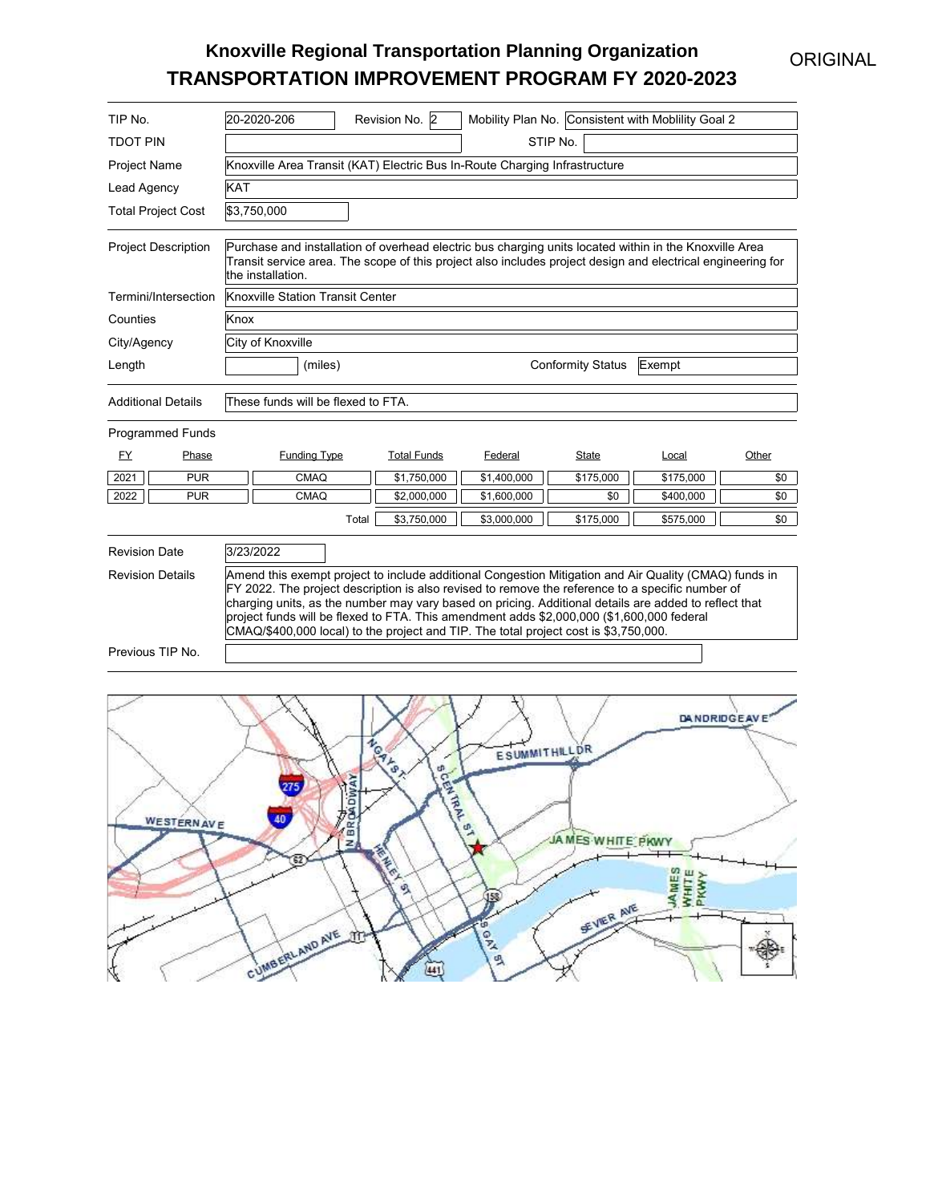# Knoxville Regional Transportation Planning Organization

# TRANSPORTATION IMPROVEMENT PROGRAM FY 2020-2023

ORIGINAL

| | |
|---|---|
| TIP No. | 20-2020-206 |
| Revision No. | 2 |
| Mobility Plan No. | Consistent with Moblility Goal 2 |
| TDOT PIN | |
| STIP No. | |
| Project Name | Knoxville Area Transit (KAT) Electric Bus In-Route Charging Infrastructure |
| Lead Agency | KAT |
| Total Project Cost | $3,750,000 |
| Project Description | Purchase and installation of overhead electric bus charging units located within in the Knoxville Area Transit service area. The scope of this project also includes project design and electrical engineering for the installation. |
| Termini/Intersection | Knoxville Station Transit Center |
| Counties | Knox |
| City/Agency | City of Knoxville |
| Length | (miles) |
| Conformity Status | Exempt |
| Additional Details | These funds will be flexed to FTA. |

Programmed Funds

| FY | Phase | Funding Type | Total Funds | Federal | State | Local | Other |
|---|---|---|---|---|---|---|---|
| 2021 | PUR | CMAQ | $1,750,000 | $1,400,000 | $175,000 | $175,000 | $0 |
| 2022 | PUR | CMAQ | $2,000,000 | $1,600,000 | $0 | $400,000 | $0 |
| | | Total | $3,750,000 | $3,000,000 | $175,000 | $575,000 | $0 |

| | |
|---|---|
| Revision Date | 3/23/2022 |
| Revision Details | Amend this exempt project to include additional Congestion Mitigation and Air Quality (CMAQ) funds in FY 2022. The project description is also revised to remove the reference to a specific number of charging units, as the number may vary based on pricing. Additional details are added to reflect that project funds will be flexed to FTA. This amendment adds $2,000,000 ($1,600,000 federal CMAQ/$400,000 local) to the project and TIP. The total project cost is $3,750,000. |
| Previous TIP No. | |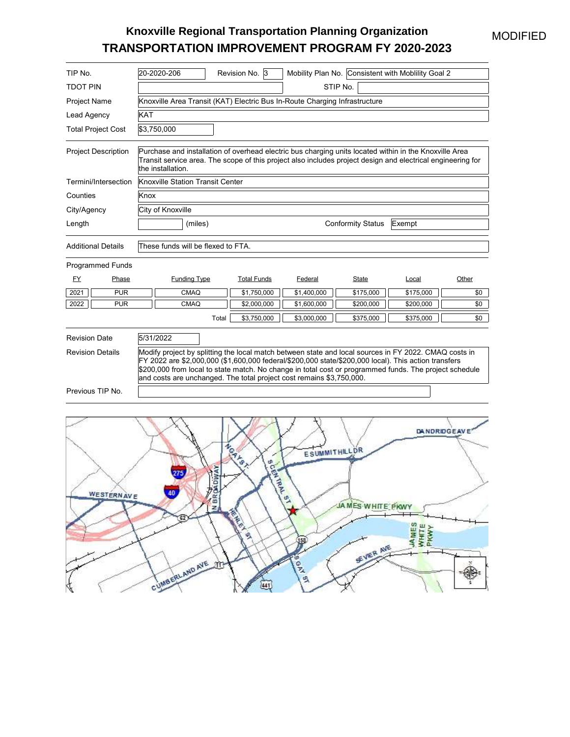MODIFIED

# Knoxville Regional Transportation Planning Organization
# TRANSPORTATION IMPROVEMENT PROGRAM FY 2020-2023

| | |
|---|---|
| TIP No. | 20-2020-206 |
| Revision No. | 3 |
| Mobility Plan No. | Consistent with Moblility Goal 2 |
| TDOT PIN | |
| STIP No. | |
| Project Name | Knoxville Area Transit (KAT) Electric Bus In-Route Charging Infrastructure |
| Lead Agency | KAT |
| Total Project Cost | $3,750,000 |
| Project Description | Purchase and installation of overhead electric bus charging units located within in the Knoxville Area Transit service area. The scope of this project also includes project design and electrical engineering for the installation. |
| Termini/Intersection | Knoxville Station Transit Center |
| Counties | Knox |
| City/Agency | City of Knoxville |
| Length | (miles) |
| Conformity Status | Exempt |
| Additional Details | These funds will be flexed to FTA. |

Programmed Funds

| FY | Phase | Funding Type | Total Funds | Federal | State | Local | Other |
|---|---|---|---|---|---|---|---|
| 2021 | PUR | CMAQ | $1,750,000 | $1,400,000 | $175,000 | $175,000 | $0 |
| 2022 | PUR | CMAQ | $2,000,000 | $1,600,000 | $200,000 | $200,000 | $0 |
| | | Total | $3,750,000 | $3,000,000 | $375,000 | $375,000 | $0 |

| | |
|---|---|
| Revision Date | 5/31/2022 |
| Revision Details | Modify project by splitting the local match between state and local sources in FY 2022. CMAQ costs in FY 2022 are $2,000,000 ($1,600,000 federal/$200,000 state/$200,000 local). This action transfers $200,000 from local to state match. No change in total cost or programmed funds. The project schedule and costs are unchanged. The total project cost remains $3,750,000. |
| Previous TIP No. | |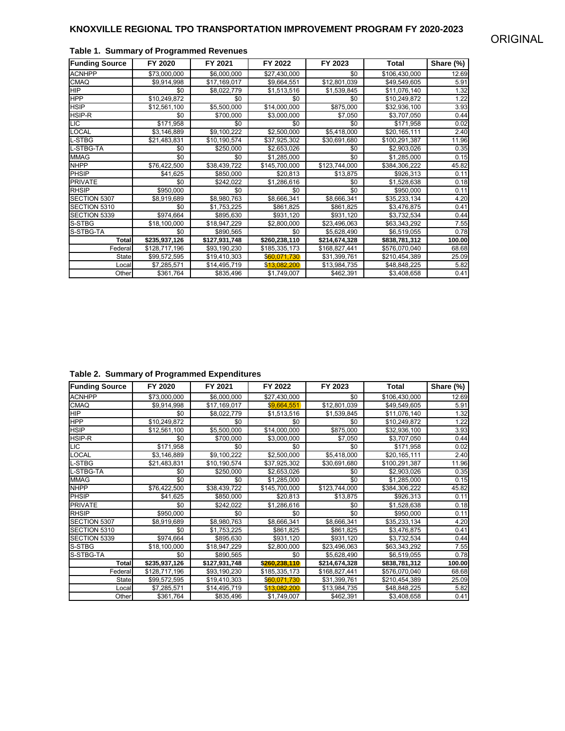# KNOXVILLE REGIONAL TPO TRANSPORTATION IMPROVEMENT PROGRAM FY 2020-2023

ORIGINAL

**Table 1. Summary of Programmed Revenues**

| Funding Source | FY 2020 | FY 2021 | FY 2022 | FY 2023 | Total | Share (%) |
|---|---|---|---|---|---|---|
| ACNHPP | $73,000,000 | $6,000,000 | $27,430,000 | $0 | $106,430,000 | 12.69 |
| CMAQ | $9,914,998 | $17,169,017 | $9,664,551 | $12,801,039 | $49,549,605 | 5.91 |
| HIP | $0 | $8,022,779 | $1,513,516 | $1,539,845 | $11,076,140 | 1.32 |
| HPP | $10,249,872 | $0 | $0 | $0 | $10,249,872 | 1.22 |
| HSIP | $12,561,100 | $5,500,000 | $14,000,000 | $875,000 | $32,936,100 | 3.93 |
| HSIP-R | $0 | $700,000 | $3,000,000 | $7,050 | $3,707,050 | 0.44 |
| LIC | $171,958 | $0 | $0 | $0 | $171,958 | 0.02 |
| LOCAL | $3,146,889 | $9,100,222 | $2,500,000 | $5,418,000 | $20,165,111 | 2.40 |
| L-STBG | $21,483,831 | $10,190,574 | $37,925,302 | $30,691,680 | $100,291,387 | 11.96 |
| L-STBG-TA | $0 | $250,000 | $2,653,026 | $0 | $2,903,026 | 0.35 |
| MMAG | $0 | $0 | $1,285,000 | $0 | $1,285,000 | 0.15 |
| NHPP | $76,422,500 | $38,439,722 | $145,700,000 | $123,744,000 | $384,306,222 | 45.82 |
| PHSIP | $41,625 | $850,000 | $20,813 | $13,875 | $926,313 | 0.11 |
| PRIVATE | $0 | $242,022 | $1,286,616 | $0 | $1,528,638 | 0.18 |
| RHSIP | $950,000 | $0 | $0 | $0 | $950,000 | 0.11 |
| SECTION 5307 | $8,919,689 | $8,980,763 | $8,666,341 | $8,666,341 | $35,233,134 | 4.20 |
| SECTION 5310 | $0 | $1,753,225 | $861,825 | $861,825 | $3,476,875 | 0.41 |
| SECTION 5339 | $974,664 | $895,630 | $931,120 | $931,120 | $3,732,534 | 0.44 |
| S-STBG | $18,100,000 | $18,947,229 | $2,800,000 | $23,496,063 | $63,343,292 | 7.55 |
| S-STBG-TA | $0 | $890,565 | $0 | $5,628,490 | $6,519,055 | 0.78 |
| **Total** | **$235,937,126** | **$127,931,748** | **$260,238,110** | **$214,674,328** | **$838,781,312** | **100.00** |
| Federal | $128,717,196 | $93,190,230 | $185,335,173 | $168,827,441 | $576,070,040 | 68.68 |
| State | $99,572,595 | $19,410,303 | $60,071,730 | $31,399,761 | $210,454,389 | 25.09 |
| Local | $7,285,571 | $14,495,719 | $13,082,200 | $13,984,735 | $48,848,225 | 5.82 |
| Other | $361,764 | $835,496 | $1,749,007 | $462,391 | $3,408,658 | 0.41 |

**Table 2. Summary of Programmed Expenditures**

| Funding Source | FY 2020 | FY 2021 | FY 2022 | FY 2023 | Total | Share (%) |
|---|---|---|---|---|---|---|
| ACNHPP | $73,000,000 | $6,000,000 | $27,430,000 | $0 | $106,430,000 | 12.69 |
| CMAQ | $9,914,998 | $17,169,017 | $9,664,551 | $12,801,039 | $49,549,605 | 5.91 |
| HIP | $0 | $8,022,779 | $1,513,516 | $1,539,845 | $11,076,140 | 1.32 |
| HPP | $10,249,872 | $0 | $0 | $0 | $10,249,872 | 1.22 |
| HSIP | $12,561,100 | $5,500,000 | $14,000,000 | $875,000 | $32,936,100 | 3.93 |
| HSIP-R | $0 | $700,000 | $3,000,000 | $7,050 | $3,707,050 | 0.44 |
| LIC | $171,958 | $0 | $0 | $0 | $171,958 | 0.02 |
| LOCAL | $3,146,889 | $9,100,222 | $2,500,000 | $5,418,000 | $20,165,111 | 2.40 |
| L-STBG | $21,483,831 | $10,190,574 | $37,925,302 | $30,691,680 | $100,291,387 | 11.96 |
| L-STBG-TA | $0 | $250,000 | $2,653,026 | $0 | $2,903,026 | 0.35 |
| MMAG | $0 | $0 | $1,285,000 | $0 | $1,285,000 | 0.15 |
| NHPP | $76,422,500 | $38,439,722 | $145,700,000 | $123,744,000 | $384,306,222 | 45.82 |
| PHSIP | $41,625 | $850,000 | $20,813 | $13,875 | $926,313 | 0.11 |
| PRIVATE | $0 | $242,022 | $1,286,616 | $0 | $1,528,638 | 0.18 |
| RHSIP | $950,000 | $0 | $0 | $0 | $950,000 | 0.11 |
| SECTION 5307 | $8,919,689 | $8,980,763 | $8,666,341 | $8,666,341 | $35,233,134 | 4.20 |
| SECTION 5310 | $0 | $1,753,225 | $861,825 | $861,825 | $3,476,875 | 0.41 |
| SECTION 5339 | $974,664 | $895,630 | $931,120 | $931,120 | $3,732,534 | 0.44 |
| S-STBG | $18,100,000 | $18,947,229 | $2,800,000 | $23,496,063 | $63,343,292 | 7.55 |
| S-STBG-TA | $0 | $890,565 | $0 | $5,628,490 | $6,519,055 | 0.78 |
| **Total** | **$235,937,126** | **$127,931,748** | **$260,238,110** | **$214,674,328** | **$838,781,312** | **100.00** |
| Federal | $128,717,196 | $93,190,230 | $185,335,173 | $168,827,441 | $576,070,040 | 68.68 |
| State | $99,572,595 | $19,410,303 | $60,071,730 | $31,399,761 | $210,454,389 | 25.09 |
| Local | $7,285,571 | $14,495,719 | $13,082,200 | $13,984,735 | $48,848,225 | 5.82 |
| Other | $361,764 | $835,496 | $1,749,007 | $462,391 | $3,408,658 | 0.41 |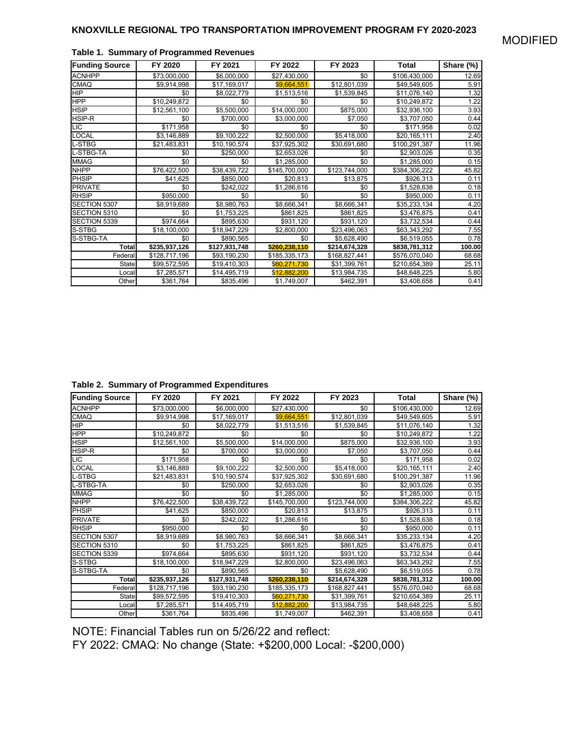# KNOXVILLE REGIONAL TPO TRANSPORTATION IMPROVEMENT PROGRAM FY 2020-2023

MODIFIED

**Table 1. Summary of Programmed Revenues**

| Funding Source | FY 2020 | FY 2021 | FY 2022 | FY 2023 | Total | Share (%) |
|---|---|---|---|---|---|---|
| ACNHPP | $73,000,000 | $6,000,000 | $27,430,000 | $0 | $106,430,000 | 12.69 |
| CMAQ | $9,914,998 | $17,169,017 | $9,664,551 | $12,801,039 | $49,549,605 | 5.91 |
| HIP | $0 | $8,022,779 | $1,513,516 | $1,539,845 | $11,076,140 | 1.32 |
| HPP | $10,249,872 | $0 | $0 | $0 | $10,249,872 | 1.22 |
| HSIP | $12,561,100 | $5,500,000 | $14,000,000 | $875,000 | $32,936,100 | 3.93 |
| HSIP-R | $0 | $700,000 | $3,000,000 | $7,050 | $3,707,050 | 0.44 |
| LIC | $171,958 | $0 | $0 | $0 | $171,958 | 0.02 |
| LOCAL | $3,146,889 | $9,100,222 | $2,500,000 | $5,418,000 | $20,165,111 | 2.40 |
| L-STBG | $21,483,831 | $10,190,574 | $37,925,302 | $30,691,680 | $100,291,387 | 11.96 |
| L-STBG-TA | $0 | $250,000 | $2,653,026 | $0 | $2,903,026 | 0.35 |
| MMAG | $0 | $0 | $1,285,000 | $0 | $1,285,000 | 0.15 |
| NHPP | $76,422,500 | $38,439,722 | $145,700,000 | $123,744,000 | $384,306,222 | 45.82 |
| PHSIP | $41,625 | $850,000 | $20,813 | $13,875 | $926,313 | 0.11 |
| PRIVATE | $0 | $242,022 | $1,286,616 | $0 | $1,528,638 | 0.18 |
| RHSIP | $950,000 | $0 | $0 | $0 | $950,000 | 0.11 |
| SECTION 5307 | $8,919,689 | $8,980,763 | $8,666,341 | $8,666,341 | $35,233,134 | 4.20 |
| SECTION 5310 | $0 | $1,753,225 | $861,825 | $861,825 | $3,476,875 | 0.41 |
| SECTION 5339 | $974,664 | $895,630 | $931,120 | $931,120 | $3,732,534 | 0.44 |
| S-STBG | $18,100,000 | $18,947,229 | $2,800,000 | $23,496,063 | $63,343,292 | 7.55 |
| S-STBG-TA | $0 | $890,565 | $0 | $5,628,490 | $6,519,055 | 0.78 |
| **Total** | **$235,937,126** | **$127,931,748** | **$260,238,110** | **$214,674,328** | **$838,781,312** | **100.00** |
| Federal | $128,717,196 | $93,190,230 | $185,335,173 | $168,827,441 | $576,070,040 | 68.68 |
| State | $99,572,595 | $19,410,303 | $60,271,730 | $31,399,761 | $210,654,389 | 25.11 |
| Local | $7,285,571 | $14,495,719 | $12,882,200 | $13,984,735 | $48,648,225 | 5.80 |
| Other | $361,764 | $835,496 | $1,749,007 | $462,391 | $3,408,658 | 0.41 |

**Table 2. Summary of Programmed Expenditures**

| Funding Source | FY 2020 | FY 2021 | FY 2022 | FY 2023 | Total | Share (%) |
|---|---|---|---|---|---|---|
| ACNHPP | $73,000,000 | $6,000,000 | $27,430,000 | $0 | $106,430,000 | 12.69 |
| CMAQ | $9,914,998 | $17,169,017 | $9,664,551 | $12,801,039 | $49,549,605 | 5.91 |
| HIP | $0 | $8,022,779 | $1,513,516 | $1,539,845 | $11,076,140 | 1.32 |
| HPP | $10,249,872 | $0 | $0 | $0 | $10,249,872 | 1.22 |
| HSIP | $12,561,100 | $5,500,000 | $14,000,000 | $875,000 | $32,936,100 | 3.93 |
| HSIP-R | $0 | $700,000 | $3,000,000 | $7,050 | $3,707,050 | 0.44 |
| LIC | $171,958 | $0 | $0 | $0 | $171,958 | 0.02 |
| LOCAL | $3,146,889 | $9,100,222 | $2,500,000 | $5,418,000 | $20,165,111 | 2.40 |
| L-STBG | $21,483,831 | $10,190,574 | $37,925,302 | $30,691,680 | $100,291,387 | 11.96 |
| L-STBG-TA | $0 | $250,000 | $2,653,026 | $0 | $2,903,026 | 0.35 |
| MMAG | $0 | $0 | $1,285,000 | $0 | $1,285,000 | 0.15 |
| NHPP | $76,422,500 | $38,439,722 | $145,700,000 | $123,744,000 | $384,306,222 | 45.82 |
| PHSIP | $41,625 | $850,000 | $20,813 | $13,875 | $926,313 | 0.11 |
| PRIVATE | $0 | $242,022 | $1,286,616 | $0 | $1,528,638 | 0.18 |
| RHSIP | $950,000 | $0 | $0 | $0 | $950,000 | 0.11 |
| SECTION 5307 | $8,919,689 | $8,980,763 | $8,666,341 | $8,666,341 | $35,233,134 | 4.20 |
| SECTION 5310 | $0 | $1,753,225 | $861,825 | $861,825 | $3,476,875 | 0.41 |
| SECTION 5339 | $974,664 | $895,630 | $931,120 | $931,120 | $3,732,534 | 0.44 |
| S-STBG | $18,100,000 | $18,947,229 | $2,800,000 | $23,496,063 | $63,343,292 | 7.55 |
| S-STBG-TA | $0 | $890,565 | $0 | $5,628,490 | $6,519,055 | 0.78 |
| **Total** | **$235,937,126** | **$127,931,748** | **$260,238,110** | **$214,674,328** | **$838,781,312** | **100.00** |
| Federal | $128,717,196 | $93,190,230 | $185,335,173 | $168,827,441 | $576,070,040 | 68.68 |
| State | $99,572,595 | $19,410,303 | $60,271,730 | $31,399,761 | $210,654,389 | 25.11 |
| Local | $7,285,571 | $14,495,719 | $12,882,200 | $13,984,735 | $48,648,225 | 5.80 |
| Other | $361,764 | $835,496 | $1,749,007 | $462,391 | $3,408,658 | 0.41 |

NOTE: Financial Tables run on 5/26/22 and reflect:

FY 2022: CMAQ: No change (State: +$200,000 Local: -$200,000)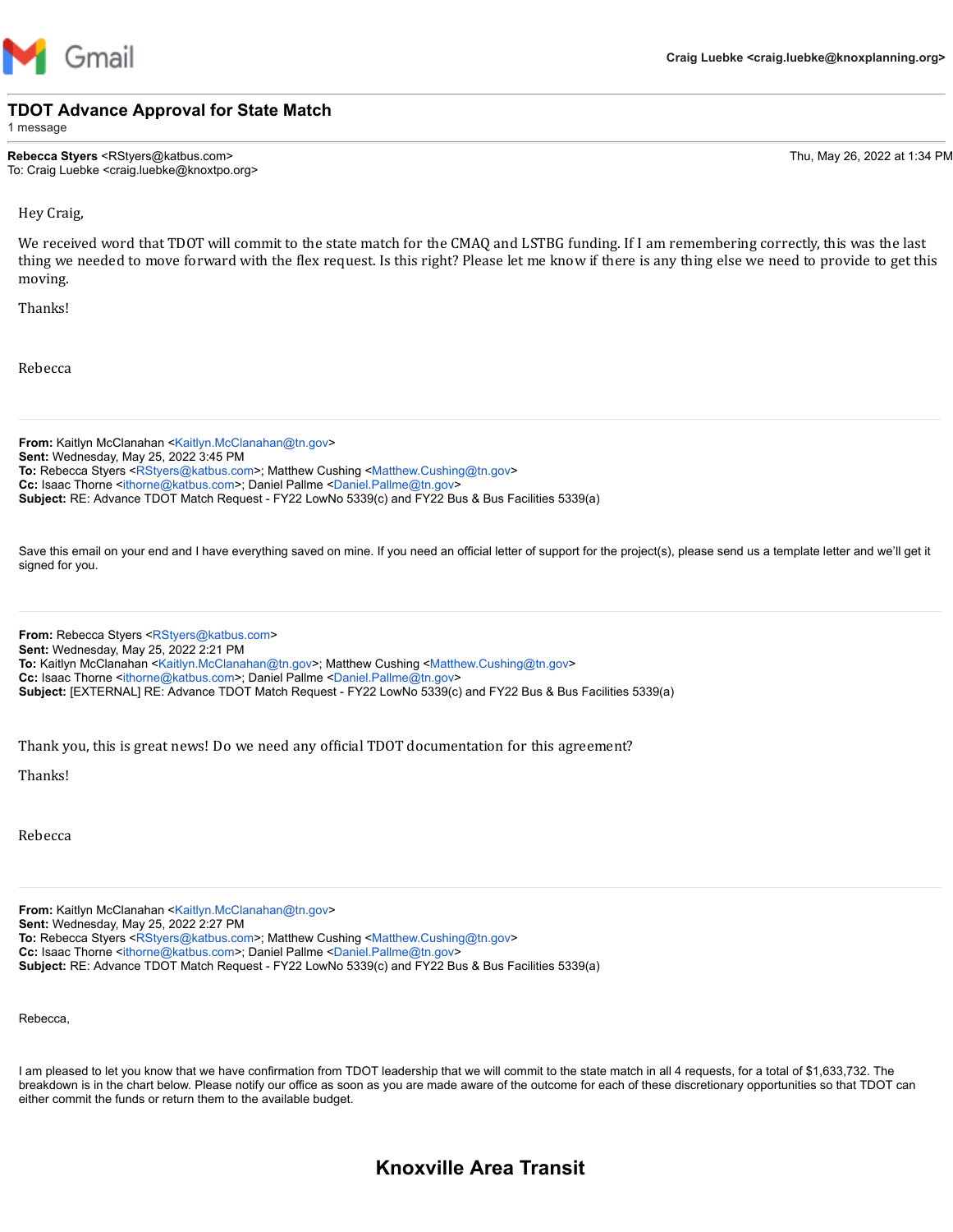Gmail — Craig Luebke <craig.luebke@knoxplanning.org>

# TDOT Advance Approval for State Match

1 message

**Rebecca Styers** <RStyers@katbus.com> — Thu, May 26, 2022 at 1:34 PM
To: Craig Luebke <craig.luebke@knoxtpo.org>

Hey Craig,

We received word that TDOT will commit to the state match for the CMAQ and LSTBG funding. If I am remembering correctly, this was the last thing we needed to move forward with the flex request. Is this right? Please let me know if there is any thing else we need to provide to get this moving.

Thanks!

Rebecca

---

**From:** Kaitlyn McClanahan <Kaitlyn.McClanahan@tn.gov>
**Sent:** Wednesday, May 25, 2022 3:45 PM
**To:** Rebecca Styers <RStyers@katbus.com>; Matthew Cushing <Matthew.Cushing@tn.gov>
**Cc:** Isaac Thorne <ithorne@katbus.com>; Daniel Pallme <Daniel.Pallme@tn.gov>
**Subject:** RE: Advance TDOT Match Request - FY22 LowNo 5339(c) and FY22 Bus & Bus Facilities 5339(a)

Save this email on your end and I have everything saved on mine. If you need an official letter of support for the project(s), please send us a template letter and we'll get it signed for you.

---

**From:** Rebecca Styers <RStyers@katbus.com>
**Sent:** Wednesday, May 25, 2022 2:21 PM
**To:** Kaitlyn McClanahan <Kaitlyn.McClanahan@tn.gov>; Matthew Cushing <Matthew.Cushing@tn.gov>
**Cc:** Isaac Thorne <ithorne@katbus.com>; Daniel Pallme <Daniel.Pallme@tn.gov>
**Subject:** [EXTERNAL] RE: Advance TDOT Match Request - FY22 LowNo 5339(c) and FY22 Bus & Bus Facilities 5339(a)

Thank you, this is great news! Do we need any official TDOT documentation for this agreement?

Thanks!

Rebecca

---

**From:** Kaitlyn McClanahan <Kaitlyn.McClanahan@tn.gov>
**Sent:** Wednesday, May 25, 2022 2:27 PM
**To:** Rebecca Styers <RStyers@katbus.com>; Matthew Cushing <Matthew.Cushing@tn.gov>
**Cc:** Isaac Thorne <ithorne@katbus.com>; Daniel Pallme <Daniel.Pallme@tn.gov>
**Subject:** RE: Advance TDOT Match Request - FY22 LowNo 5339(c) and FY22 Bus & Bus Facilities 5339(a)

Rebecca,

I am pleased to let you know that we have confirmation from TDOT leadership that we will commit to the state match in all 4 requests, for a total of $1,633,732. The breakdown is in the chart below. Please notify our office as soon as you are made aware of the outcome for each of these discretionary opportunities so that TDOT can either commit the funds or return them to the available budget.

## Knoxville Area Transit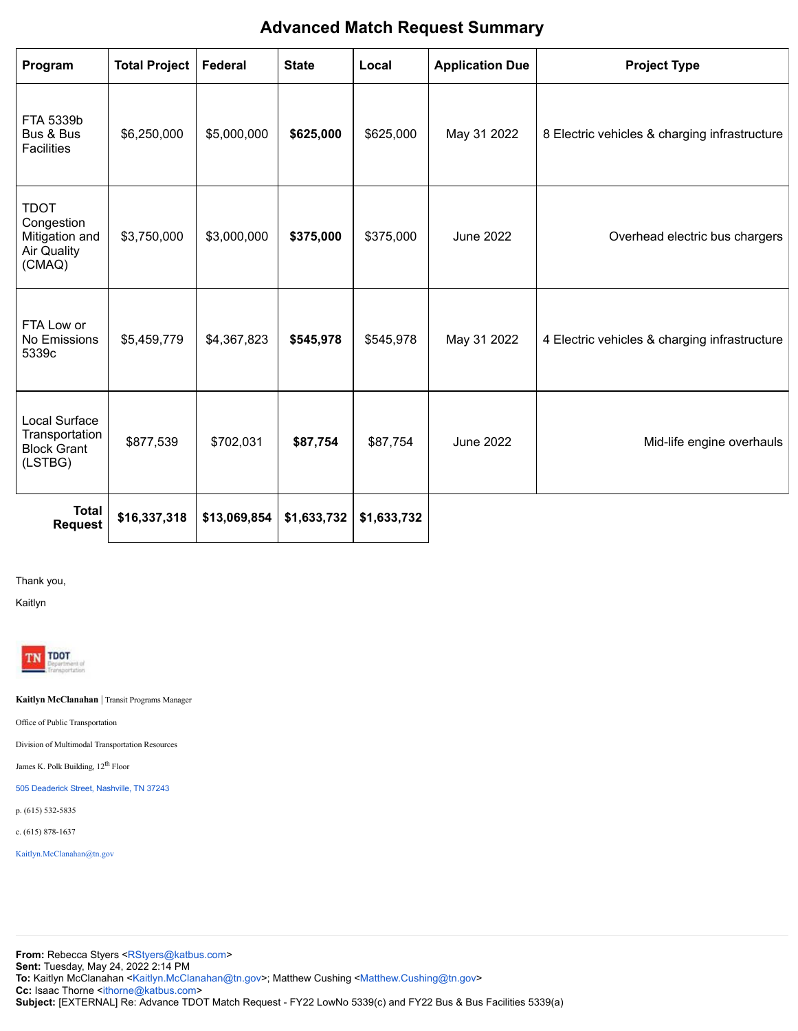# Advanced Match Request Summary

| Program | Total Project | Federal | State | Local | Application Due | Project Type |
|---|---|---|---|---|---|---|
| FTA 5339b Bus & Bus Facilities | $6,250,000 | $5,000,000 | **$625,000** | $625,000 | May 31 2022 | 8 Electric vehicles & charging infrastructure |
| TDOT Congestion Mitigation and Air Quality (CMAQ) | $3,750,000 | $3,000,000 | **$375,000** | $375,000 | June 2022 | Overhead electric bus chargers |
| FTA Low or No Emissions 5339c | $5,459,779 | $4,367,823 | **$545,978** | $545,978 | May 31 2022 | 4 Electric vehicles & charging infrastructure |
| Local Surface Transportation Block Grant (LSTBG) | $877,539 | $702,031 | **$87,754** | $87,754 | June 2022 | Mid-life engine overhauls |
| **Total Request** | **$16,337,318** | **$13,069,854** | **$1,633,732** | **$1,633,732** | | |

Thank you,

Kaitlyn

**Kaitlyn McClanahan** | Transit Programs Manager

Office of Public Transportation

Division of Multimodal Transportation Resources

James K. Polk Building, 12th Floor

505 Deaderick Street, Nashville, TN 37243

p. (615) 532-5835

c. (615) 878-1637

Kaitlyn.McClanahan@tn.gov

---

**From:** Rebecca Styers <RStyers@katbus.com>
**Sent:** Tuesday, May 24, 2022 2:14 PM
**To:** Kaitlyn McClanahan <Kaitlyn.McClanahan@tn.gov>; Matthew Cushing <Matthew.Cushing@tn.gov>
**Cc:** Isaac Thorne <ithorne@katbus.com>
**Subject:** [EXTERNAL] Re: Advance TDOT Match Request - FY22 LowNo 5339(c) and FY22 Bus & Bus Facilities 5339(a)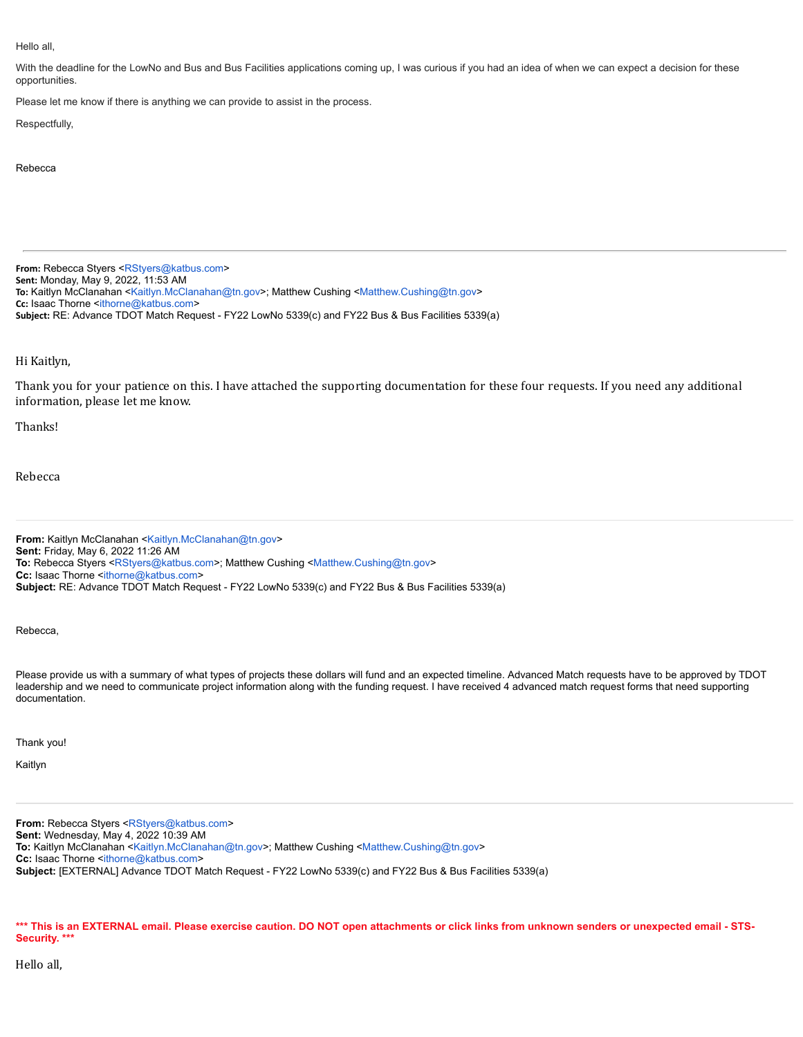Hello all,

With the deadline for the LowNo and Bus and Bus Facilities applications coming up, I was curious if you had an idea of when we can expect a decision for these opportunities.

Please let me know if there is anything we can provide to assist in the process.

Respectfully,

Rebecca

---

**From:** Rebecca Styers <RStyers@katbus.com>
**Sent:** Monday, May 9, 2022, 11:53 AM
**To:** Kaitlyn McClanahan <Kaitlyn.McClanahan@tn.gov>; Matthew Cushing <Matthew.Cushing@tn.gov>
**Cc:** Isaac Thorne <ithorne@katbus.com>
**Subject:** RE: Advance TDOT Match Request - FY22 LowNo 5339(c) and FY22 Bus & Bus Facilities 5339(a)

Hi Kaitlyn,

Thank you for your patience on this. I have attached the supporting documentation for these four requests. If you need any additional information, please let me know.

Thanks!

Rebecca

---

**From:** Kaitlyn McClanahan <Kaitlyn.McClanahan@tn.gov>
**Sent:** Friday, May 6, 2022 11:26 AM
**To:** Rebecca Styers <RStyers@katbus.com>; Matthew Cushing <Matthew.Cushing@tn.gov>
**Cc:** Isaac Thorne <ithorne@katbus.com>
**Subject:** RE: Advance TDOT Match Request - FY22 LowNo 5339(c) and FY22 Bus & Bus Facilities 5339(a)

Rebecca,

Please provide us with a summary of what types of projects these dollars will fund and an expected timeline. Advanced Match requests have to be approved by TDOT leadership and we need to communicate project information along with the funding request. I have received 4 advanced match request forms that need supporting documentation.

Thank you!

Kaitlyn

---

**From:** Rebecca Styers <RStyers@katbus.com>
**Sent:** Wednesday, May 4, 2022 10:39 AM
**To:** Kaitlyn McClanahan <Kaitlyn.McClanahan@tn.gov>; Matthew Cushing <Matthew.Cushing@tn.gov>
**Cc:** Isaac Thorne <ithorne@katbus.com>
**Subject:** [EXTERNAL] Advance TDOT Match Request - FY22 LowNo 5339(c) and FY22 Bus & Bus Facilities 5339(a)

**\*\*\* This is an EXTERNAL email. Please exercise caution. DO NOT open attachments or click links from unknown senders or unexpected email - STS-Security. \*\*\***

Hello all,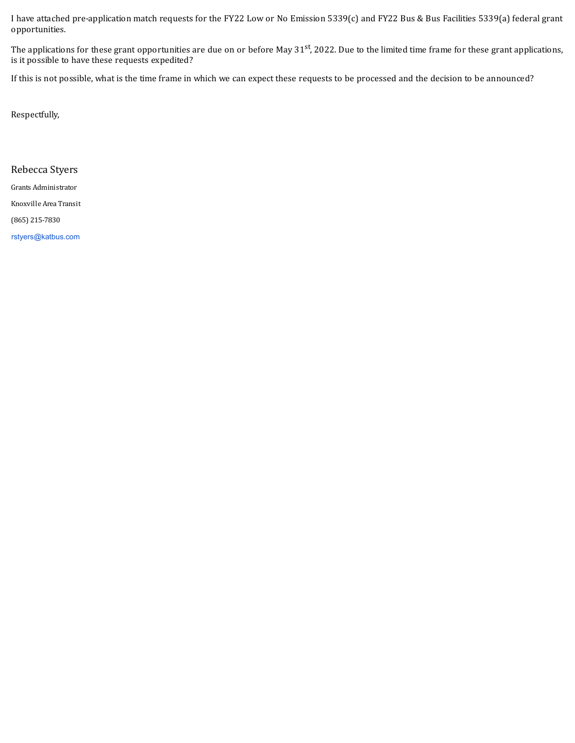I have attached pre-application match requests for the FY22 Low or No Emission 5339(c) and FY22 Bus & Bus Facilities 5339(a) federal grant opportunities.

The applications for these grant opportunities are due on or before May 31st, 2022. Due to the limited time frame for these grant applications, is it possible to have these requests expedited?

If this is not possible, what is the time frame in which we can expect these requests to be processed and the decision to be announced?

Respectfully,

Rebecca Styers

Grants Administrator

Knoxville Area Transit

(865) 215-7830

rstyers@katbus.com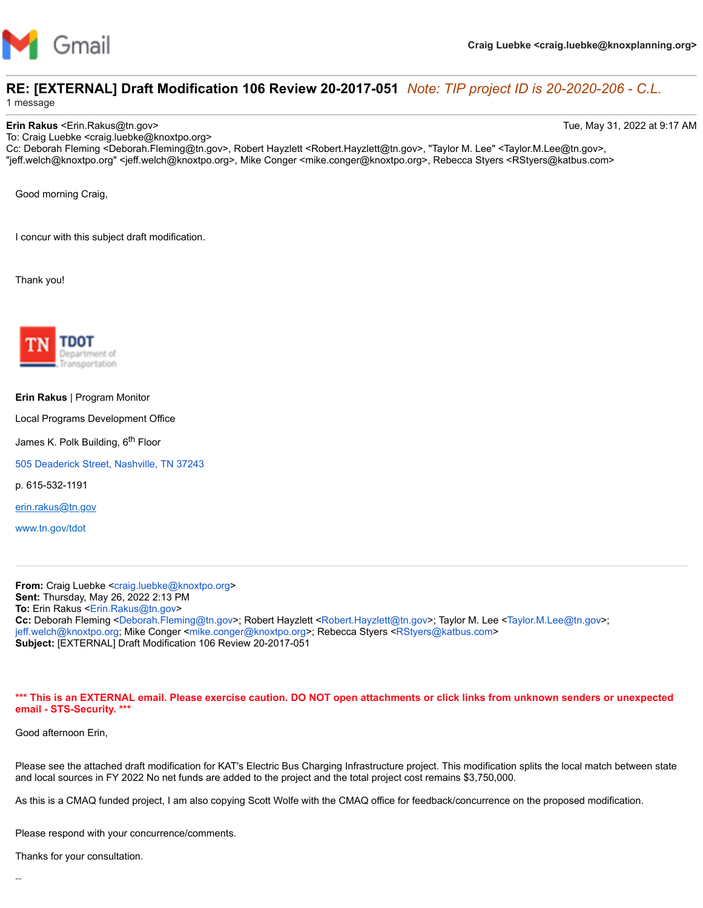Gmail

Craig Luebke <craig.luebke@knoxplanning.org>

# RE: [EXTERNAL] Draft Modification 106 Review 20-2017-051 *Note: TIP project ID is 20-2020-206 - C.L.*

1 message

**Erin Rakus** <Erin.Rakus@tn.gov> Tue, May 31, 2022 at 9:17 AM
To: Craig Luebke <craig.luebke@knoxtpo.org>
Cc: Deborah Fleming <Deborah.Fleming@tn.gov>, Robert Hayzlett <Robert.Hayzlett@tn.gov>, "Taylor M. Lee" <Taylor.M.Lee@tn.gov>, "jeff.welch@knoxtpo.org" <jeff.welch@knoxtpo.org>, Mike Conger <mike.conger@knoxtpo.org>, Rebecca Styers <RStyers@katbus.com>

Good morning Craig,

I concur with this subject draft modification.

Thank you!

TN TDOT Department of Transportation

**Erin Rakus** | Program Monitor

Local Programs Development Office

James K. Polk Building, 6th Floor

505 Deaderick Street, Nashville, TN 37243

p. 615-532-1191

erin.rakus@tn.gov

www.tn.gov/tdot

---

**From:** Craig Luebke <craig.luebke@knoxtpo.org>
**Sent:** Thursday, May 26, 2022 2:13 PM
**To:** Erin Rakus <Erin.Rakus@tn.gov>
**Cc:** Deborah Fleming <Deborah.Fleming@tn.gov>; Robert Hayzlett <Robert.Hayzlett@tn.gov>; Taylor M. Lee <Taylor.M.Lee@tn.gov>; jeff.welch@knoxtpo.org; Mike Conger <mike.conger@knoxtpo.org>; Rebecca Styers <RStyers@katbus.com>
**Subject:** [EXTERNAL] Draft Modification 106 Review 20-2017-051

**\*\*\* This is an EXTERNAL email. Please exercise caution. DO NOT open attachments or click links from unknown senders or unexpected email - STS-Security. \*\*\***

Good afternoon Erin,

Please see the attached draft modification for KAT's Electric Bus Charging Infrastructure project. This modification splits the local match between state and local sources in FY 2022 No net funds are added to the project and the total project cost remains $3,750,000.

As this is a CMAQ funded project, I am also copying Scott Wolfe with the CMAQ office for feedback/concurrence on the proposed modification.

Please respond with your concurrence/comments.

Thanks for your consultation.

--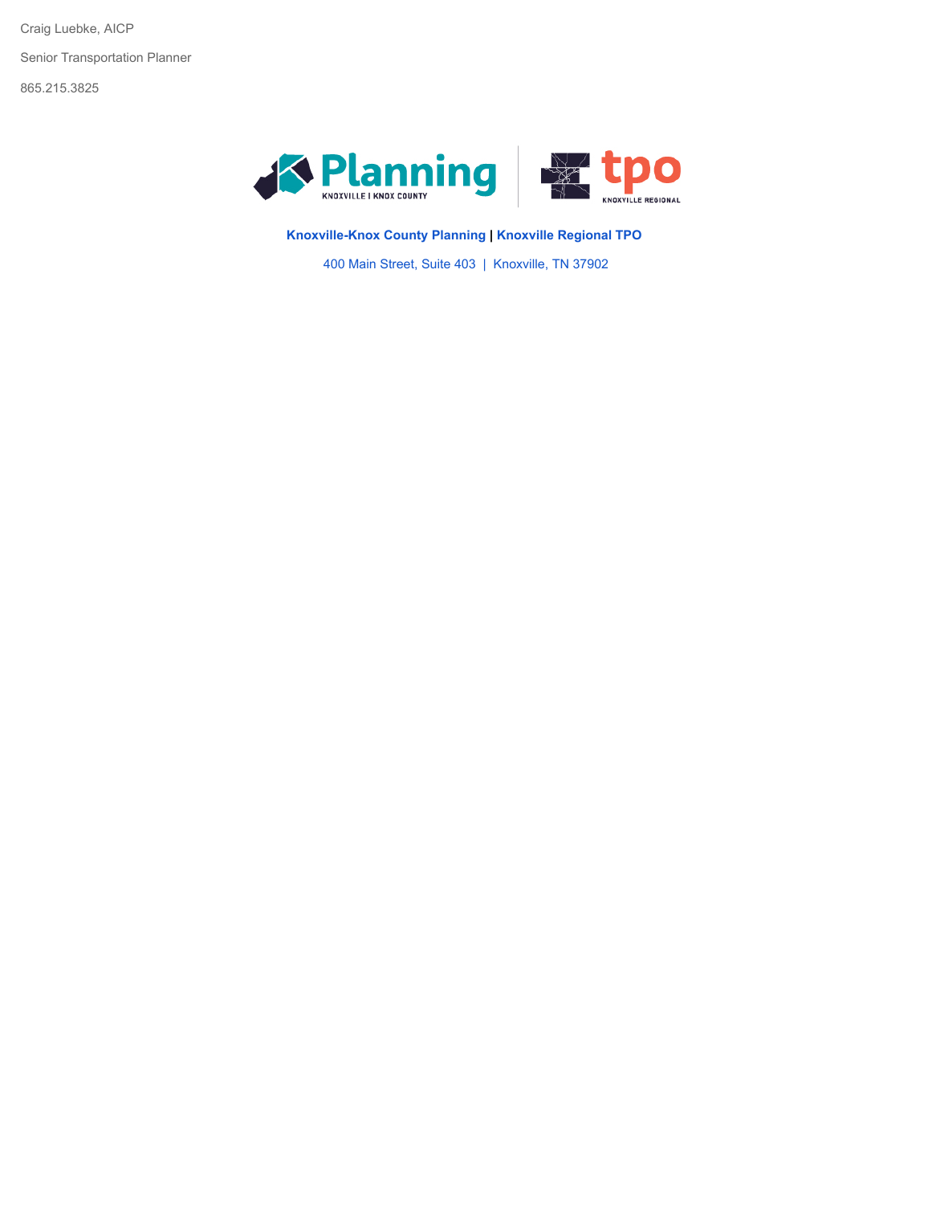Craig Luebke, AICP

Senior Transportation Planner

865.215.3825

**Knoxville-Knox County Planning | Knoxville Regional TPO**

400 Main Street, Suite 403 | Knoxville, TN 37902